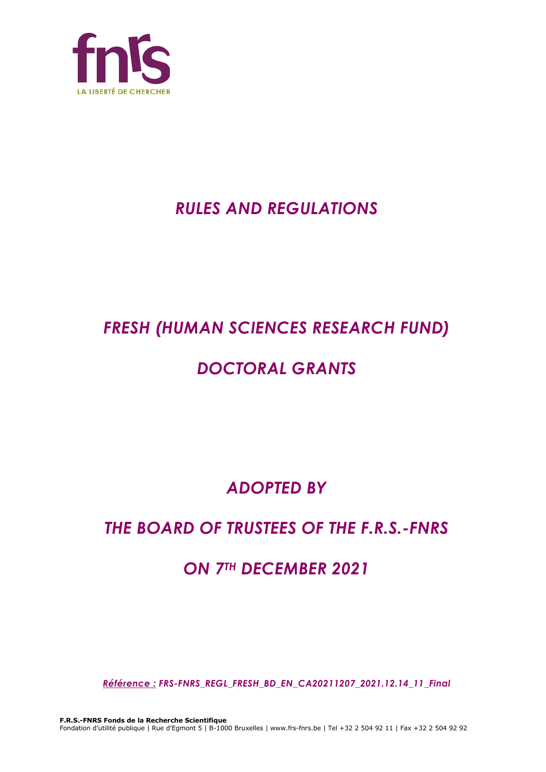fnrs

LA LIBERTÉ DE CHERCHER

# *RULES AND REGULATIONS*

# *FRESH (HUMAN SCIENCES RESEARCH FUND)*

# *DOCTORAL GRANTS*

## *ADOPTED BY*

## *THE BOARD OF TRUSTEES OF THE F.R.S.-FNRS*

## *ON 7TH DECEMBER 2021*

*Référence : FRS-FNRS_REGL_FRESH_BD_EN_CA20211207_2021.12.14_11_Final*

**F.R.S.-FNRS Fonds de la Recherche Scientifique**
Fondation d'utilité publique | Rue d'Egmont 5 | B-1000 Bruxelles | www.frs-fnrs.be | Tel +32 2 504 92 11 | Fax +32 2 504 92 92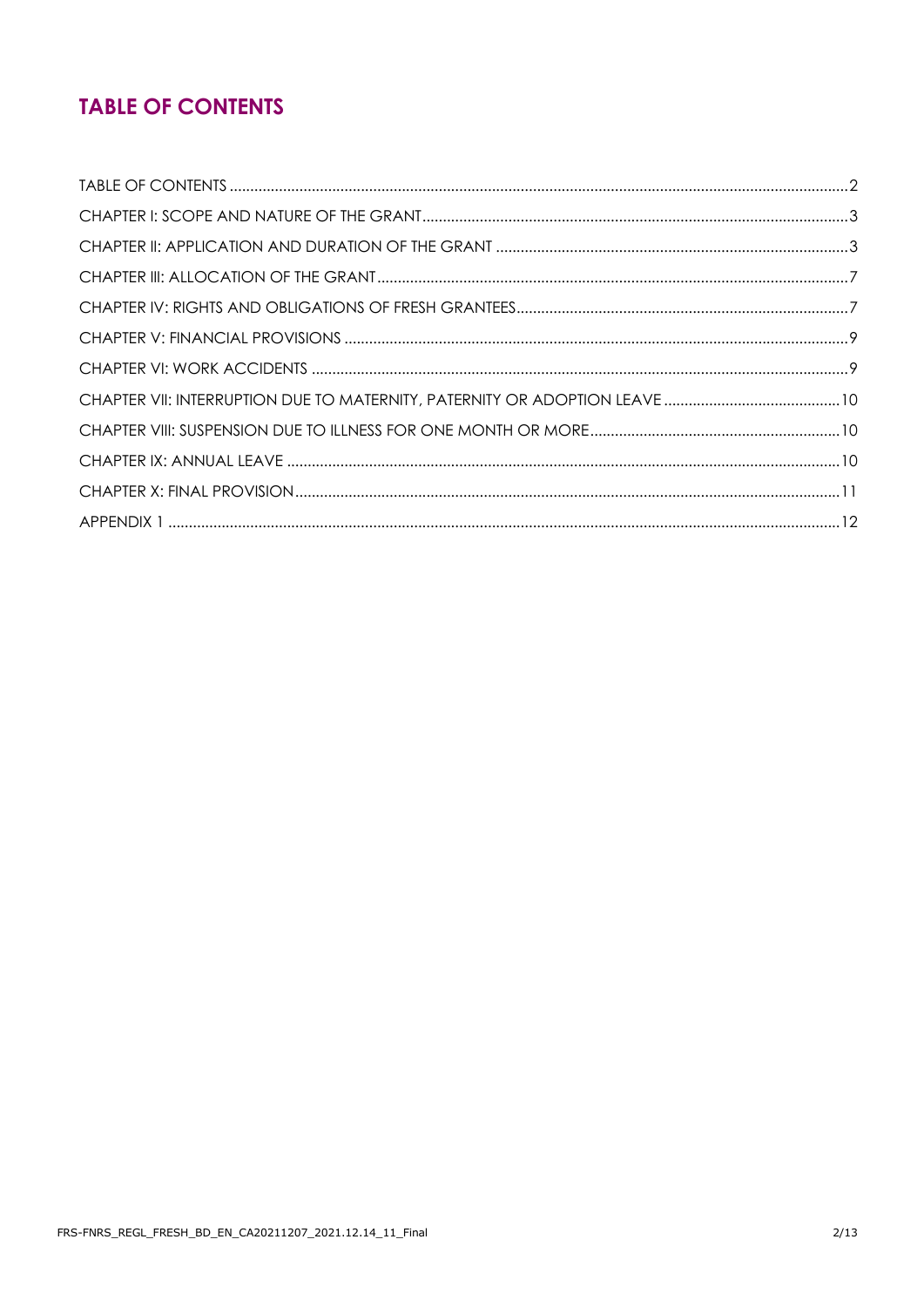# TABLE OF CONTENTS

TABLE OF CONTENTS ..... 2
CHAPTER I: SCOPE AND NATURE OF THE GRANT ..... 3
CHAPTER II: APPLICATION AND DURATION OF THE GRANT ..... 3
CHAPTER III: ALLOCATION OF THE GRANT ..... 7
CHAPTER IV: RIGHTS AND OBLIGATIONS OF FRESH GRANTEES ..... 7
CHAPTER V: FINANCIAL PROVISIONS ..... 9
CHAPTER VI: WORK ACCIDENTS ..... 9
CHAPTER VII: INTERRUPTION DUE TO MATERNITY, PATERNITY OR ADOPTION LEAVE ..... 10
CHAPTER VIII: SUSPENSION DUE TO ILLNESS FOR ONE MONTH OR MORE ..... 10
CHAPTER IX: ANNUAL LEAVE ..... 10
CHAPTER X: FINAL PROVISION ..... 11
APPENDIX 1 ..... 12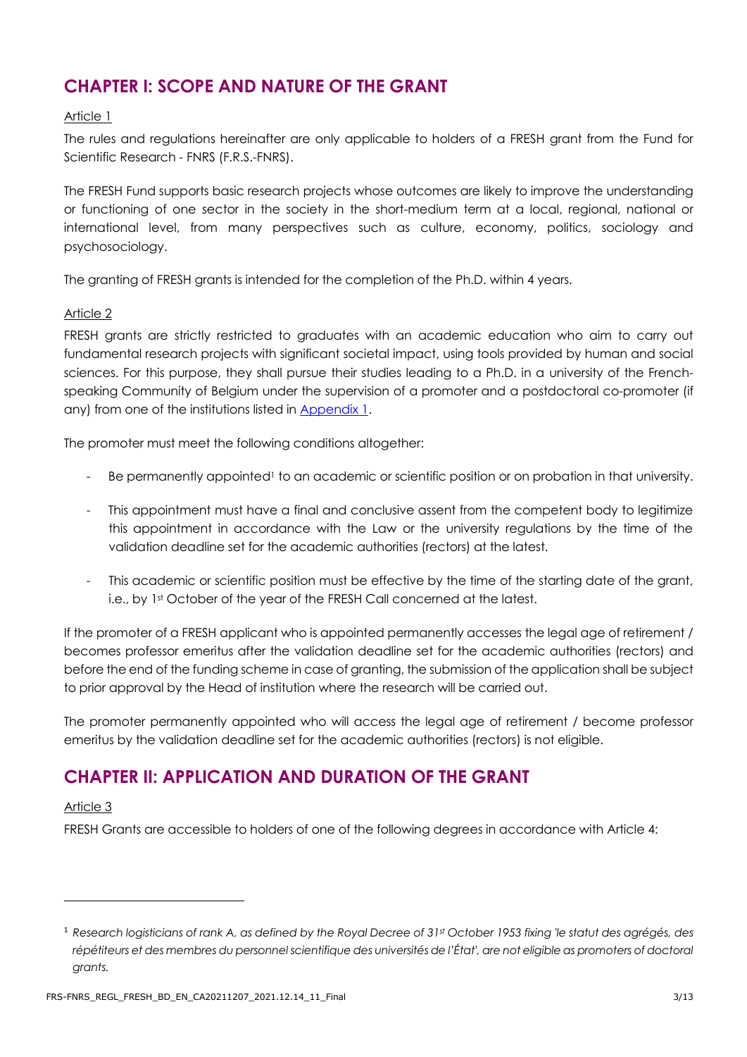## CHAPTER I: SCOPE AND NATURE OF THE GRANT

Article 1

The rules and regulations hereinafter are only applicable to holders of a FRESH grant from the Fund for Scientific Research - FNRS (F.R.S.-FNRS).

The FRESH Fund supports basic research projects whose outcomes are likely to improve the understanding or functioning of one sector in the society in the short-medium term at a local, regional, national or international level, from many perspectives such as culture, economy, politics, sociology and psychosociology.

The granting of FRESH grants is intended for the completion of the Ph.D. within 4 years.

Article 2

FRESH grants are strictly restricted to graduates with an academic education who aim to carry out fundamental research projects with significant societal impact, using tools provided by human and social sciences. For this purpose, they shall pursue their studies leading to a Ph.D. in a university of the French-speaking Community of Belgium under the supervision of a promoter and a postdoctoral co-promoter (if any) from one of the institutions listed in Appendix 1.

The promoter must meet the following conditions altogether:

- Be permanently appointed[1] to an academic or scientific position or on probation in that university.
- This appointment must have a final and conclusive assent from the competent body to legitimize this appointment in accordance with the Law or the university regulations by the time of the validation deadline set for the academic authorities (rectors) at the latest.
- This academic or scientific position must be effective by the time of the starting date of the grant, i.e., by 1st October of the year of the FRESH Call concerned at the latest.

If the promoter of a FRESH applicant who is appointed permanently accesses the legal age of retirement / becomes professor emeritus after the validation deadline set for the academic authorities (rectors) and before the end of the funding scheme in case of granting, the submission of the application shall be subject to prior approval by the Head of institution where the research will be carried out.

The promoter permanently appointed who will access the legal age of retirement / become professor emeritus by the validation deadline set for the academic authorities (rectors) is not eligible.

## CHAPTER II: APPLICATION AND DURATION OF THE GRANT

Article 3

FRESH Grants are accessible to holders of one of the following degrees in accordance with Article 4:

---

[1] *Research logisticians of rank A, as defined by the Royal Decree of 31st October 1953 fixing 'le statut des agrégés, des répétiteurs et des membres du personnel scientifique des universités de l'État', are not eligible as promoters of doctoral grants.*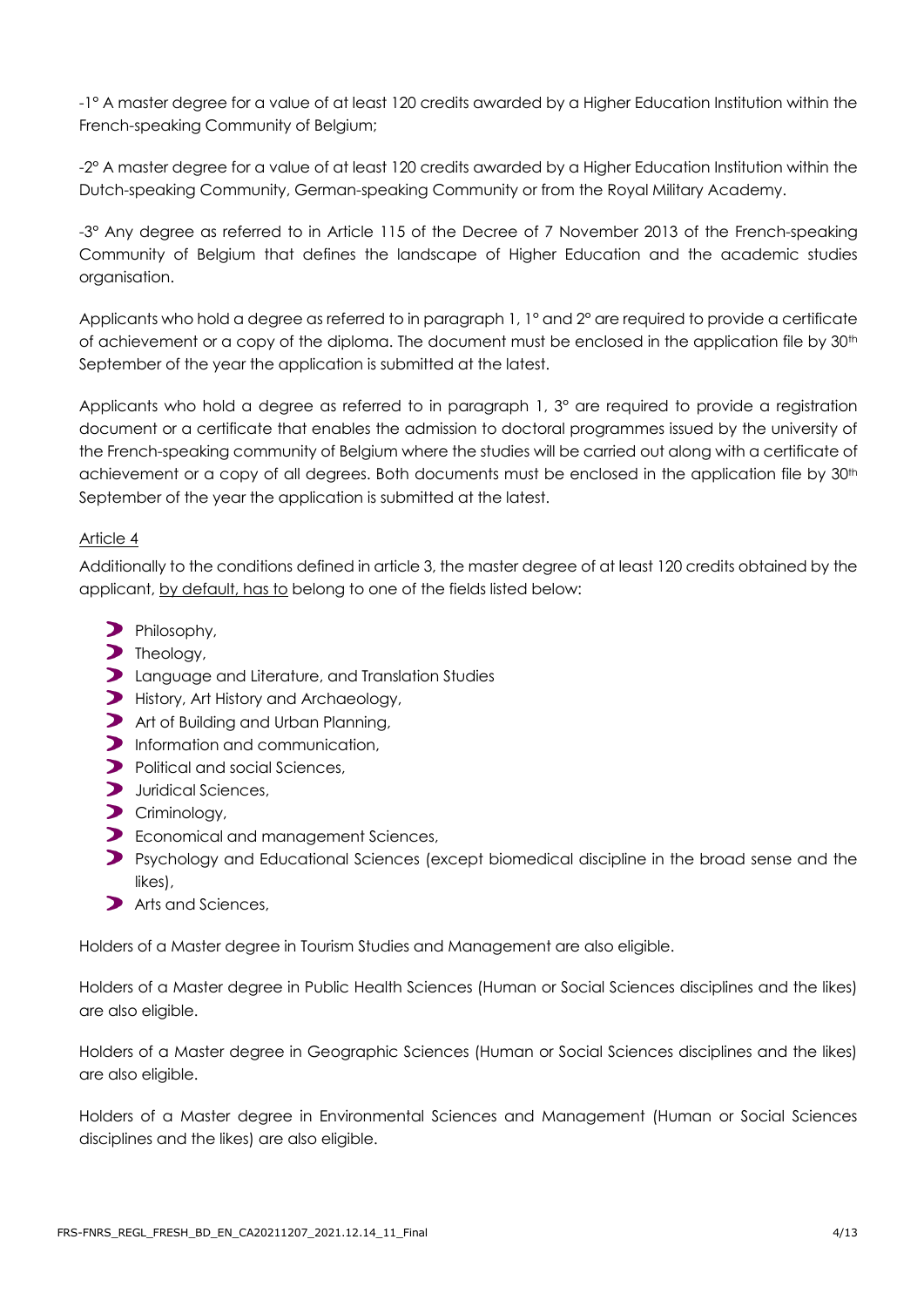-1° A master degree for a value of at least 120 credits awarded by a Higher Education Institution within the French-speaking Community of Belgium;

-2° A master degree for a value of at least 120 credits awarded by a Higher Education Institution within the Dutch-speaking Community, German-speaking Community or from the Royal Military Academy.

-3° Any degree as referred to in Article 115 of the Decree of 7 November 2013 of the French-speaking Community of Belgium that defines the landscape of Higher Education and the academic studies organisation.

Applicants who hold a degree as referred to in paragraph 1, 1° and 2° are required to provide a certificate of achievement or a copy of the diploma. The document must be enclosed in the application file by 30th September of the year the application is submitted at the latest.

Applicants who hold a degree as referred to in paragraph 1, 3° are required to provide a registration document or a certificate that enables the admission to doctoral programmes issued by the university of the French-speaking community of Belgium where the studies will be carried out along with a certificate of achievement or a copy of all degrees. Both documents must be enclosed in the application file by 30th September of the year the application is submitted at the latest.

Article 4

Additionally to the conditions defined in article 3, the master degree of at least 120 credits obtained by the applicant, by default, has to belong to one of the fields listed below:

- Philosophy,
- Theology,
- Language and Literature, and Translation Studies
- History, Art History and Archaeology,
- Art of Building and Urban Planning,
- Information and communication,
- Political and social Sciences,
- Juridical Sciences,
- Criminology,
- Economical and management Sciences,
- Psychology and Educational Sciences (except biomedical discipline in the broad sense and the likes),
- Arts and Sciences,

Holders of a Master degree in Tourism Studies and Management are also eligible.

Holders of a Master degree in Public Health Sciences (Human or Social Sciences disciplines and the likes) are also eligible.

Holders of a Master degree in Geographic Sciences (Human or Social Sciences disciplines and the likes) are also eligible.

Holders of a Master degree in Environmental Sciences and Management (Human or Social Sciences disciplines and the likes) are also eligible.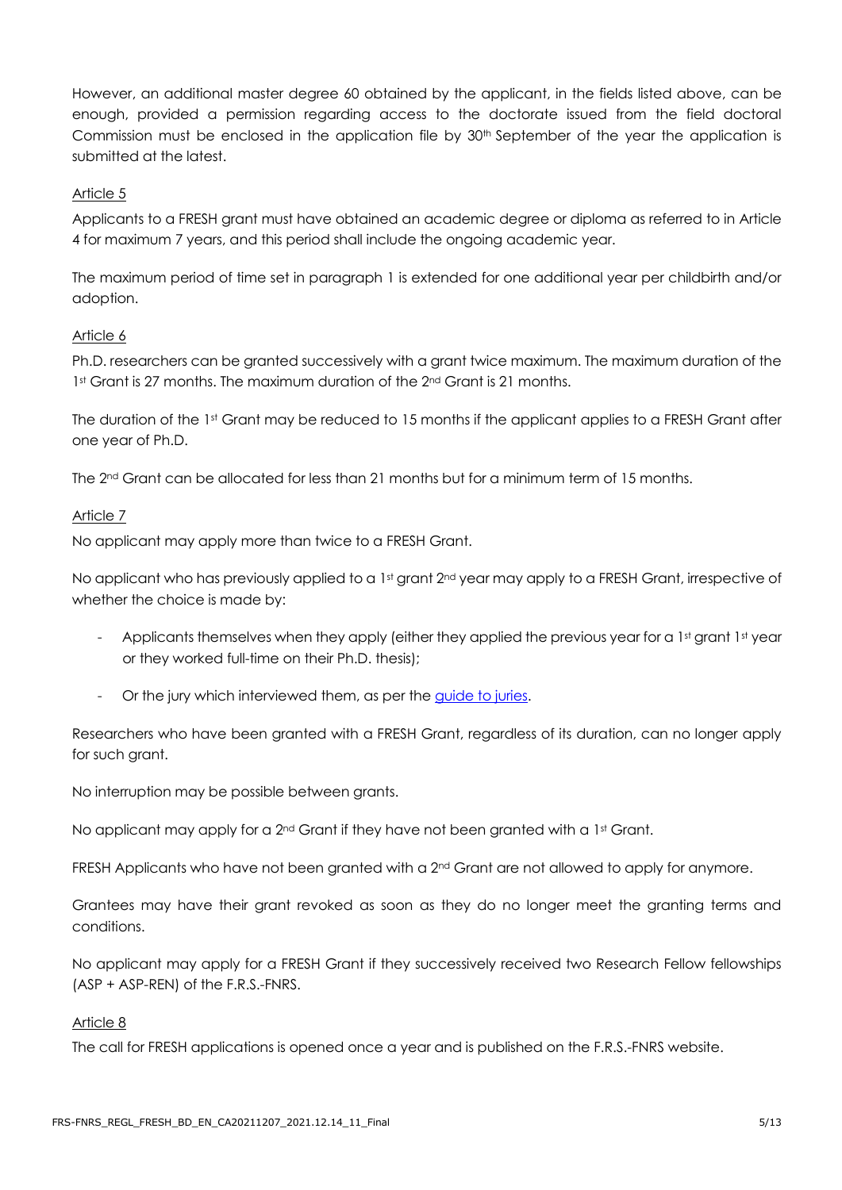However, an additional master degree 60 obtained by the applicant, in the fields listed above, can be enough, provided a permission regarding access to the doctorate issued from the field doctoral Commission must be enclosed in the application file by 30th September of the year the application is submitted at the latest.

Article 5

Applicants to a FRESH grant must have obtained an academic degree or diploma as referred to in Article 4 for maximum 7 years, and this period shall include the ongoing academic year.

The maximum period of time set in paragraph 1 is extended for one additional year per childbirth and/or adoption.

Article 6

Ph.D. researchers can be granted successively with a grant twice maximum. The maximum duration of the 1st Grant is 27 months. The maximum duration of the 2nd Grant is 21 months.

The duration of the 1st Grant may be reduced to 15 months if the applicant applies to a FRESH Grant after one year of Ph.D.

The 2nd Grant can be allocated for less than 21 months but for a minimum term of 15 months.

Article 7

No applicant may apply more than twice to a FRESH Grant.

No applicant who has previously applied to a 1st grant 2nd year may apply to a FRESH Grant, irrespective of whether the choice is made by:

- Applicants themselves when they apply (either they applied the previous year for a 1st grant 1st year or they worked full-time on their Ph.D. thesis);
- Or the jury which interviewed them, as per the guide to juries.

Researchers who have been granted with a FRESH Grant, regardless of its duration, can no longer apply for such grant.

No interruption may be possible between grants.

No applicant may apply for a 2nd Grant if they have not been granted with a 1st Grant.

FRESH Applicants who have not been granted with a 2nd Grant are not allowed to apply for anymore.

Grantees may have their grant revoked as soon as they do no longer meet the granting terms and conditions.

No applicant may apply for a FRESH Grant if they successively received two Research Fellow fellowships (ASP + ASP-REN) of the F.R.S.-FNRS.

Article 8

The call for FRESH applications is opened once a year and is published on the F.R.S.-FNRS website.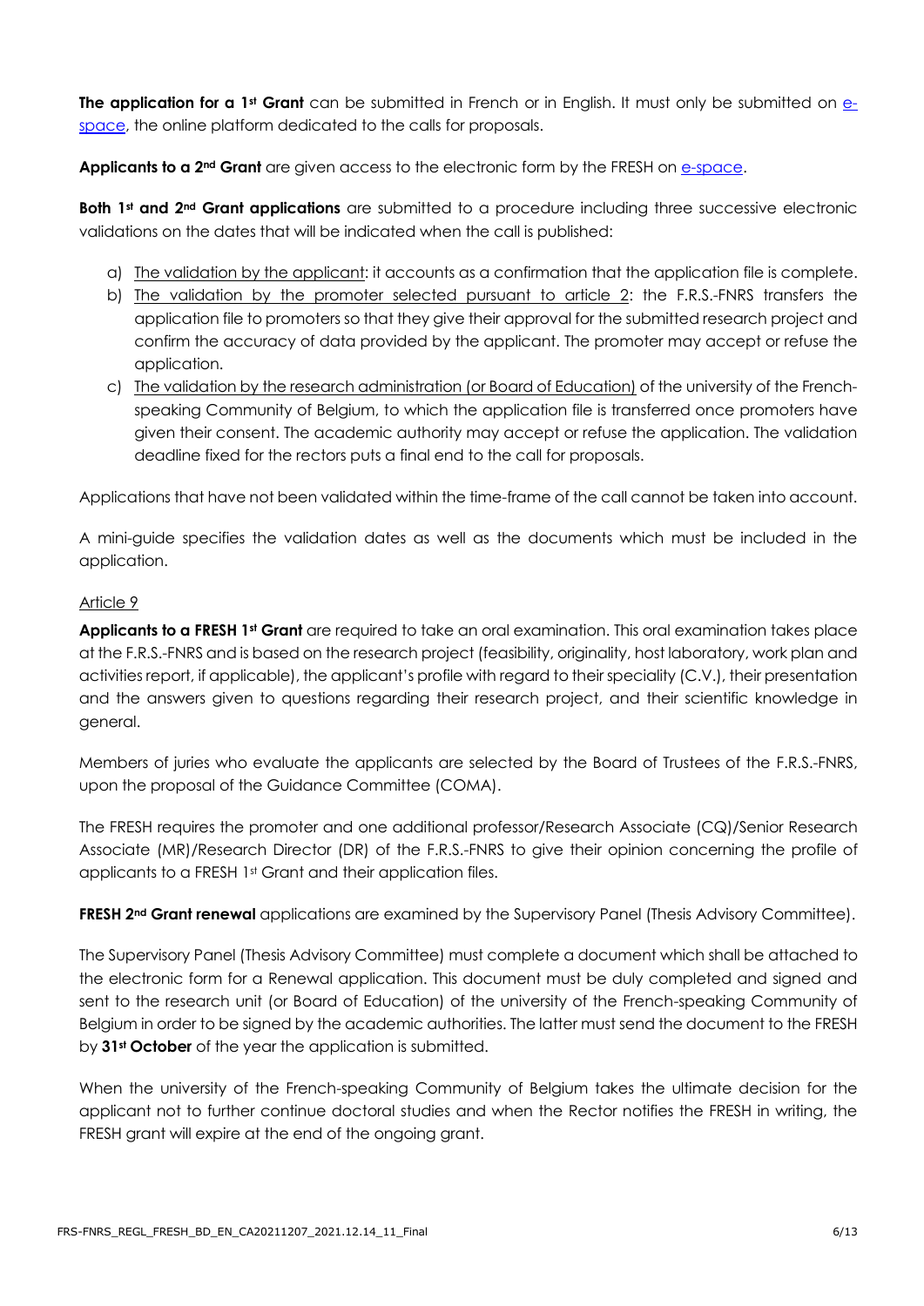**The application for a 1st Grant** can be submitted in French or in English. It must only be submitted on e-space, the online platform dedicated to the calls for proposals.

**Applicants to a 2nd Grant** are given access to the electronic form by the FRESH on e-space.

**Both 1st and 2nd Grant applications** are submitted to a procedure including three successive electronic validations on the dates that will be indicated when the call is published:

a) The validation by the applicant: it accounts as a confirmation that the application file is complete.
b) The validation by the promoter selected pursuant to article 2: the F.R.S.-FNRS transfers the application file to promoters so that they give their approval for the submitted research project and confirm the accuracy of data provided by the applicant. The promoter may accept or refuse the application.
c) The validation by the research administration (or Board of Education) of the university of the French-speaking Community of Belgium, to which the application file is transferred once promoters have given their consent. The academic authority may accept or refuse the application. The validation deadline fixed for the rectors puts a final end to the call for proposals.

Applications that have not been validated within the time-frame of the call cannot be taken into account.

A mini-guide specifies the validation dates as well as the documents which must be included in the application.

Article 9

**Applicants to a FRESH 1st Grant** are required to take an oral examination. This oral examination takes place at the F.R.S.-FNRS and is based on the research project (feasibility, originality, host laboratory, work plan and activities report, if applicable), the applicant's profile with regard to their speciality (C.V.), their presentation and the answers given to questions regarding their research project, and their scientific knowledge in general.

Members of juries who evaluate the applicants are selected by the Board of Trustees of the F.R.S.-FNRS, upon the proposal of the Guidance Committee (COMA).

The FRESH requires the promoter and one additional professor/Research Associate (CQ)/Senior Research Associate (MR)/Research Director (DR) of the F.R.S.-FNRS to give their opinion concerning the profile of applicants to a FRESH 1st Grant and their application files.

**FRESH 2nd Grant renewal** applications are examined by the Supervisory Panel (Thesis Advisory Committee).

The Supervisory Panel (Thesis Advisory Committee) must complete a document which shall be attached to the electronic form for a Renewal application. This document must be duly completed and signed and sent to the research unit (or Board of Education) of the university of the French-speaking Community of Belgium in order to be signed by the academic authorities. The latter must send the document to the FRESH by **31st October** of the year the application is submitted.

When the university of the French-speaking Community of Belgium takes the ultimate decision for the applicant not to further continue doctoral studies and when the Rector notifies the FRESH in writing, the FRESH grant will expire at the end of the ongoing grant.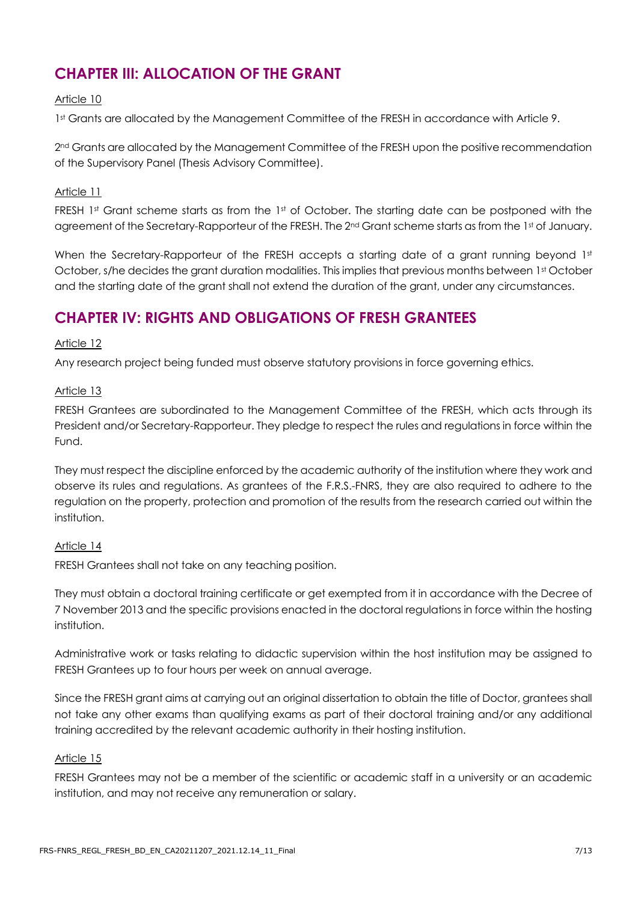## CHAPTER III: ALLOCATION OF THE GRANT

Article 10

1st Grants are allocated by the Management Committee of the FRESH in accordance with Article 9.

2nd Grants are allocated by the Management Committee of the FRESH upon the positive recommendation of the Supervisory Panel (Thesis Advisory Committee).

Article 11

FRESH 1st Grant scheme starts as from the 1st of October. The starting date can be postponed with the agreement of the Secretary-Rapporteur of the FRESH. The 2nd Grant scheme starts as from the 1st of January.

When the Secretary-Rapporteur of the FRESH accepts a starting date of a grant running beyond 1st October, s/he decides the grant duration modalities. This implies that previous months between 1st October and the starting date of the grant shall not extend the duration of the grant, under any circumstances.

## CHAPTER IV: RIGHTS AND OBLIGATIONS OF FRESH GRANTEES

Article 12

Any research project being funded must observe statutory provisions in force governing ethics.

Article 13

FRESH Grantees are subordinated to the Management Committee of the FRESH, which acts through its President and/or Secretary-Rapporteur. They pledge to respect the rules and regulations in force within the Fund.

They must respect the discipline enforced by the academic authority of the institution where they work and observe its rules and regulations. As grantees of the F.R.S.-FNRS, they are also required to adhere to the regulation on the property, protection and promotion of the results from the research carried out within the institution.

Article 14

FRESH Grantees shall not take on any teaching position.

They must obtain a doctoral training certificate or get exempted from it in accordance with the Decree of 7 November 2013 and the specific provisions enacted in the doctoral regulations in force within the hosting institution.

Administrative work or tasks relating to didactic supervision within the host institution may be assigned to FRESH Grantees up to four hours per week on annual average.

Since the FRESH grant aims at carrying out an original dissertation to obtain the title of Doctor, grantees shall not take any other exams than qualifying exams as part of their doctoral training and/or any additional training accredited by the relevant academic authority in their hosting institution.

Article 15

FRESH Grantees may not be a member of the scientific or academic staff in a university or an academic institution, and may not receive any remuneration or salary.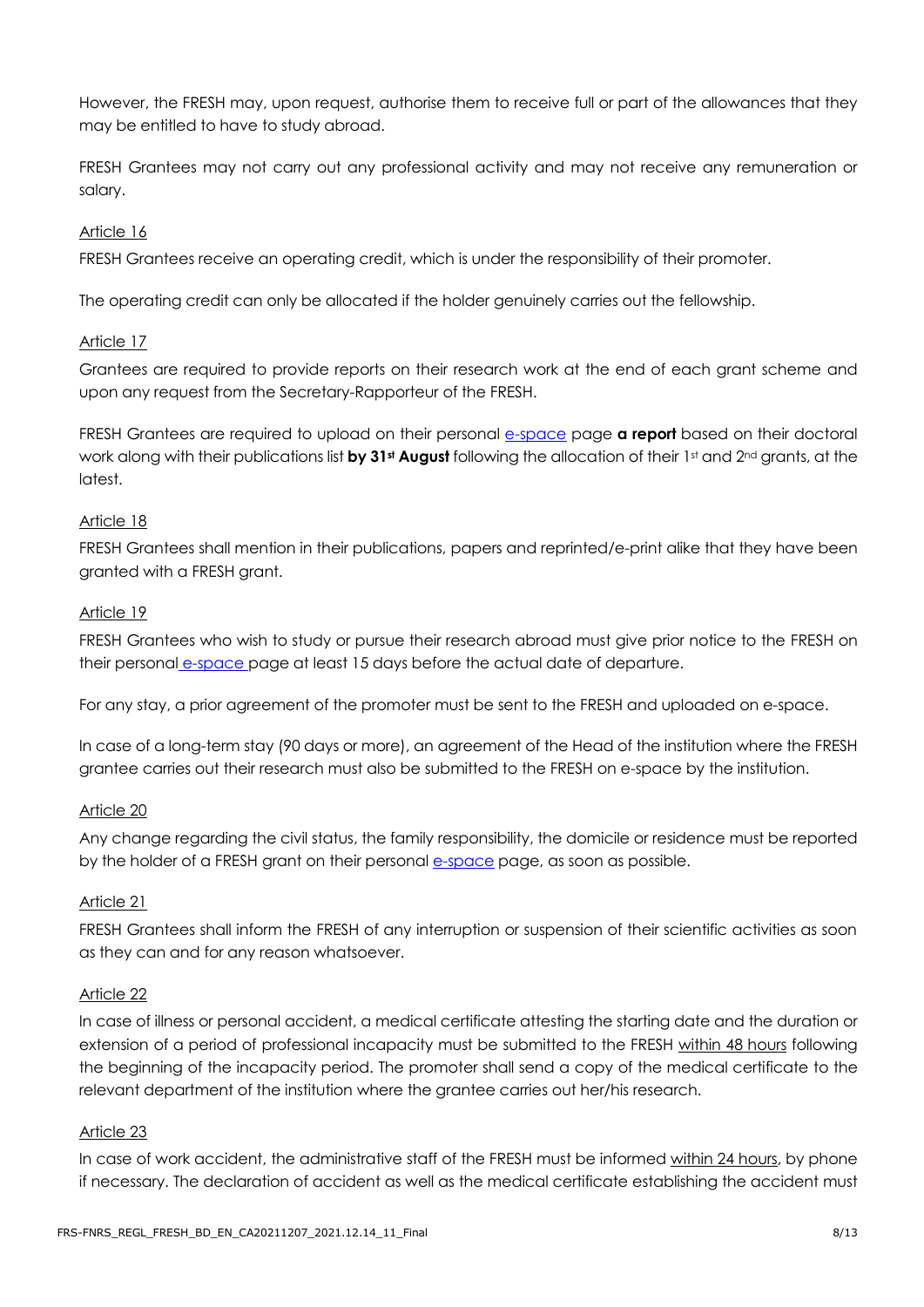However, the FRESH may, upon request, authorise them to receive full or part of the allowances that they may be entitled to have to study abroad.

FRESH Grantees may not carry out any professional activity and may not receive any remuneration or salary.

Article 16

FRESH Grantees receive an operating credit, which is under the responsibility of their promoter.

The operating credit can only be allocated if the holder genuinely carries out the fellowship.

Article 17

Grantees are required to provide reports on their research work at the end of each grant scheme and upon any request from the Secretary-Rapporteur of the FRESH.

FRESH Grantees are required to upload on their personal e-space page **a report** based on their doctoral work along with their publications list **by 31st August** following the allocation of their 1st and 2nd grants, at the latest.

Article 18

FRESH Grantees shall mention in their publications, papers and reprinted/e-print alike that they have been granted with a FRESH grant.

Article 19

FRESH Grantees who wish to study or pursue their research abroad must give prior notice to the FRESH on their personal e-space page at least 15 days before the actual date of departure.

For any stay, a prior agreement of the promoter must be sent to the FRESH and uploaded on e-space.

In case of a long-term stay (90 days or more), an agreement of the Head of the institution where the FRESH grantee carries out their research must also be submitted to the FRESH on e-space by the institution.

Article 20

Any change regarding the civil status, the family responsibility, the domicile or residence must be reported by the holder of a FRESH grant on their personal e-space page, as soon as possible.

Article 21

FRESH Grantees shall inform the FRESH of any interruption or suspension of their scientific activities as soon as they can and for any reason whatsoever.

Article 22

In case of illness or personal accident, a medical certificate attesting the starting date and the duration or extension of a period of professional incapacity must be submitted to the FRESH within 48 hours following the beginning of the incapacity period. The promoter shall send a copy of the medical certificate to the relevant department of the institution where the grantee carries out her/his research.

Article 23

In case of work accident, the administrative staff of the FRESH must be informed within 24 hours, by phone if necessary. The declaration of accident as well as the medical certificate establishing the accident must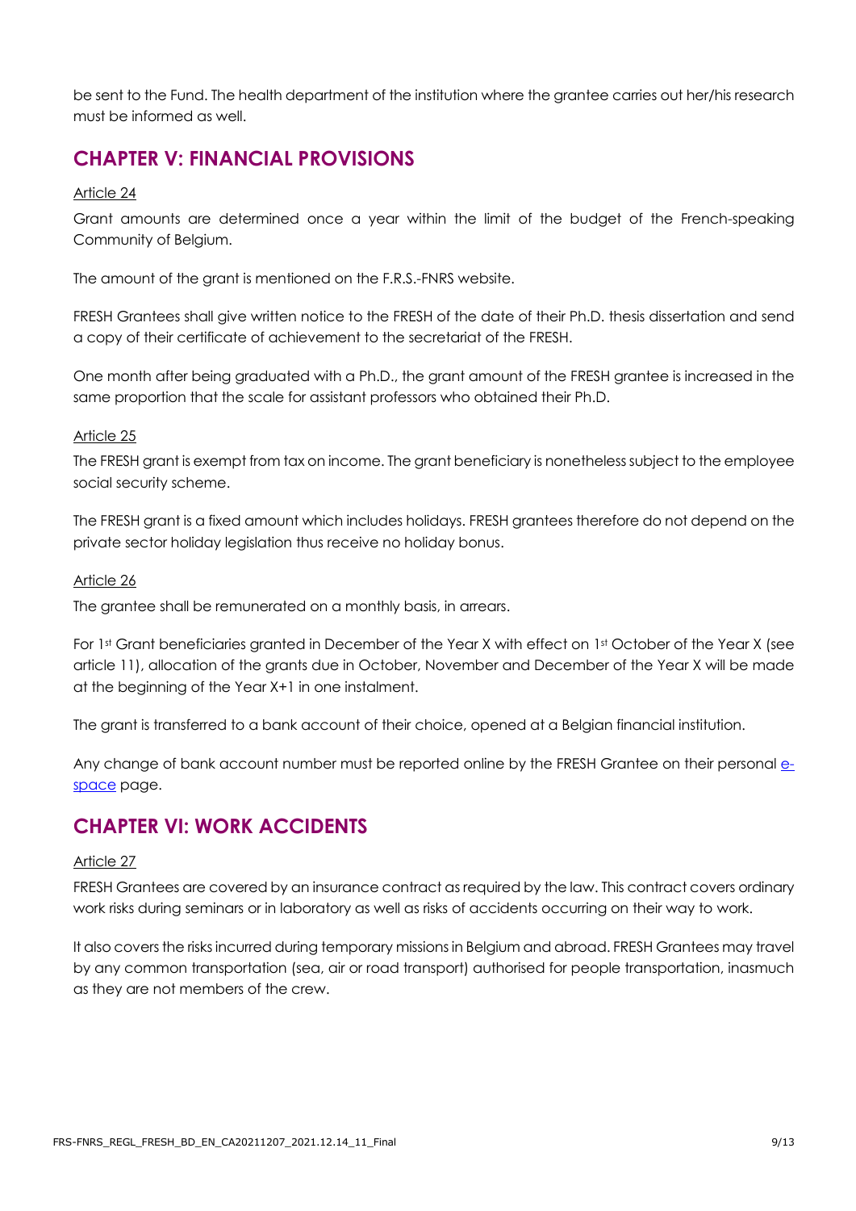be sent to the Fund. The health department of the institution where the grantee carries out her/his research must be informed as well.

## CHAPTER V: FINANCIAL PROVISIONS

Article 24

Grant amounts are determined once a year within the limit of the budget of the French-speaking Community of Belgium.

The amount of the grant is mentioned on the F.R.S.-FNRS website.

FRESH Grantees shall give written notice to the FRESH of the date of their Ph.D. thesis dissertation and send a copy of their certificate of achievement to the secretariat of the FRESH.

One month after being graduated with a Ph.D., the grant amount of the FRESH grantee is increased in the same proportion that the scale for assistant professors who obtained their Ph.D.

Article 25

The FRESH grant is exempt from tax on income. The grant beneficiary is nonetheless subject to the employee social security scheme.

The FRESH grant is a fixed amount which includes holidays. FRESH grantees therefore do not depend on the private sector holiday legislation thus receive no holiday bonus.

Article 26

The grantee shall be remunerated on a monthly basis, in arrears.

For 1st Grant beneficiaries granted in December of the Year X with effect on 1st October of the Year X (see article 11), allocation of the grants due in October, November and December of the Year X will be made at the beginning of the Year X+1 in one instalment.

The grant is transferred to a bank account of their choice, opened at a Belgian financial institution.

Any change of bank account number must be reported online by the FRESH Grantee on their personal e-space page.

## CHAPTER VI: WORK ACCIDENTS

Article 27

FRESH Grantees are covered by an insurance contract as required by the law. This contract covers ordinary work risks during seminars or in laboratory as well as risks of accidents occurring on their way to work.

It also covers the risks incurred during temporary missions in Belgium and abroad. FRESH Grantees may travel by any common transportation (sea, air or road transport) authorised for people transportation, inasmuch as they are not members of the crew.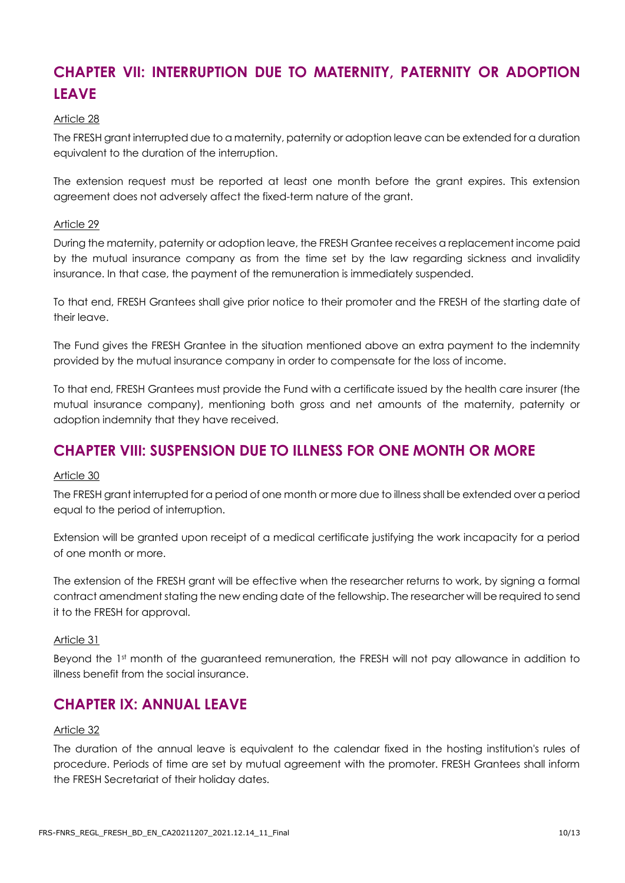## CHAPTER VII: INTERRUPTION DUE TO MATERNITY, PATERNITY OR ADOPTION LEAVE

Article 28

The FRESH grant interrupted due to a maternity, paternity or adoption leave can be extended for a duration equivalent to the duration of the interruption.

The extension request must be reported at least one month before the grant expires. This extension agreement does not adversely affect the fixed-term nature of the grant.

Article 29

During the maternity, paternity or adoption leave, the FRESH Grantee receives a replacement income paid by the mutual insurance company as from the time set by the law regarding sickness and invalidity insurance. In that case, the payment of the remuneration is immediately suspended.

To that end, FRESH Grantees shall give prior notice to their promoter and the FRESH of the starting date of their leave.

The Fund gives the FRESH Grantee in the situation mentioned above an extra payment to the indemnity provided by the mutual insurance company in order to compensate for the loss of income.

To that end, FRESH Grantees must provide the Fund with a certificate issued by the health care insurer (the mutual insurance company), mentioning both gross and net amounts of the maternity, paternity or adoption indemnity that they have received.

## CHAPTER VIII: SUSPENSION DUE TO ILLNESS FOR ONE MONTH OR MORE

Article 30

The FRESH grant interrupted for a period of one month or more due to illness shall be extended over a period equal to the period of interruption.

Extension will be granted upon receipt of a medical certificate justifying the work incapacity for a period of one month or more.

The extension of the FRESH grant will be effective when the researcher returns to work, by signing a formal contract amendment stating the new ending date of the fellowship. The researcher will be required to send it to the FRESH for approval.

Article 31

Beyond the 1st month of the guaranteed remuneration, the FRESH will not pay allowance in addition to illness benefit from the social insurance.

## CHAPTER IX: ANNUAL LEAVE

Article 32

The duration of the annual leave is equivalent to the calendar fixed in the hosting institution's rules of procedure. Periods of time are set by mutual agreement with the promoter. FRESH Grantees shall inform the FRESH Secretariat of their holiday dates.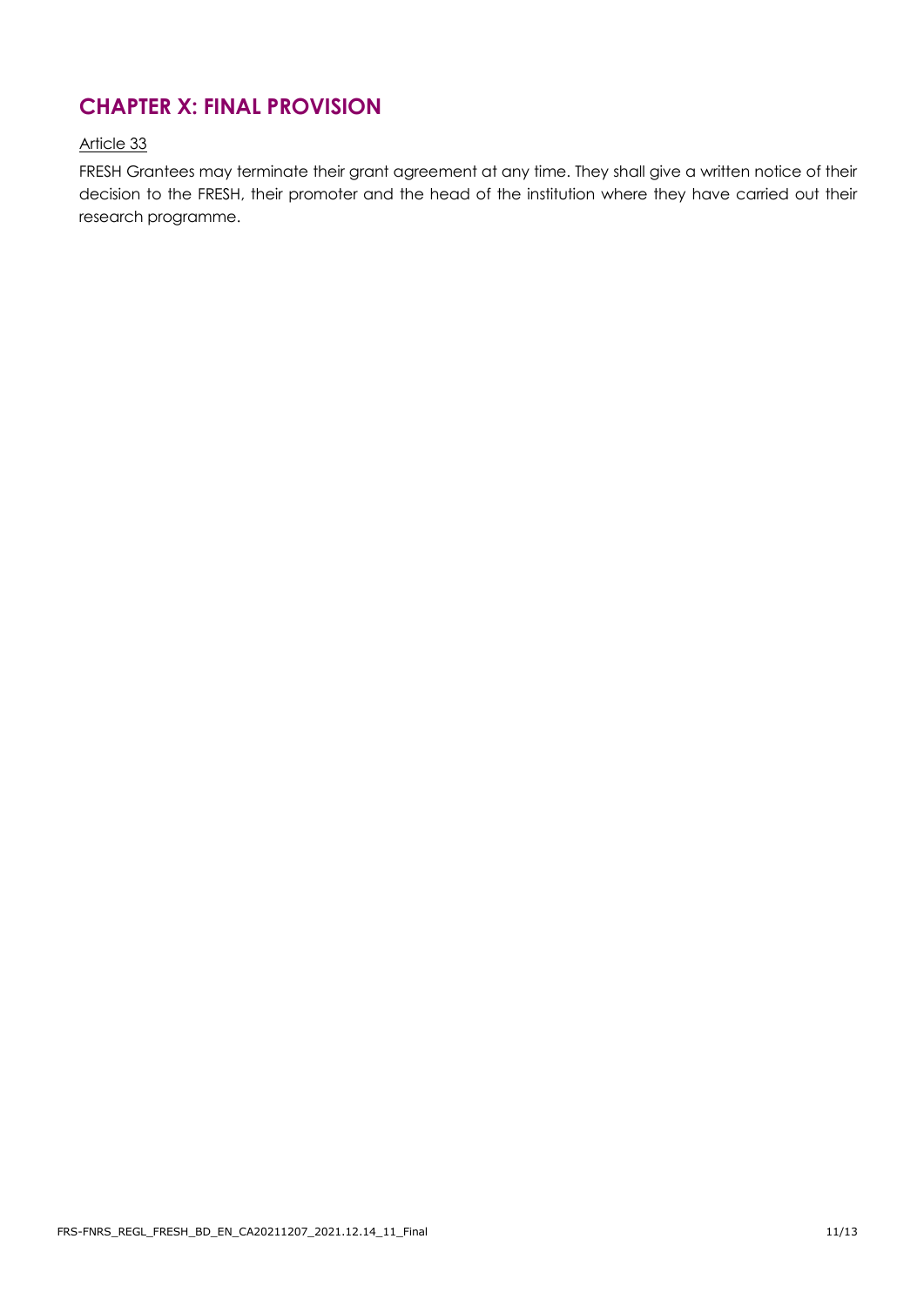## CHAPTER X: FINAL PROVISION

Article 33

FRESH Grantees may terminate their grant agreement at any time. They shall give a written notice of their decision to the FRESH, their promoter and the head of the institution where they have carried out their research programme.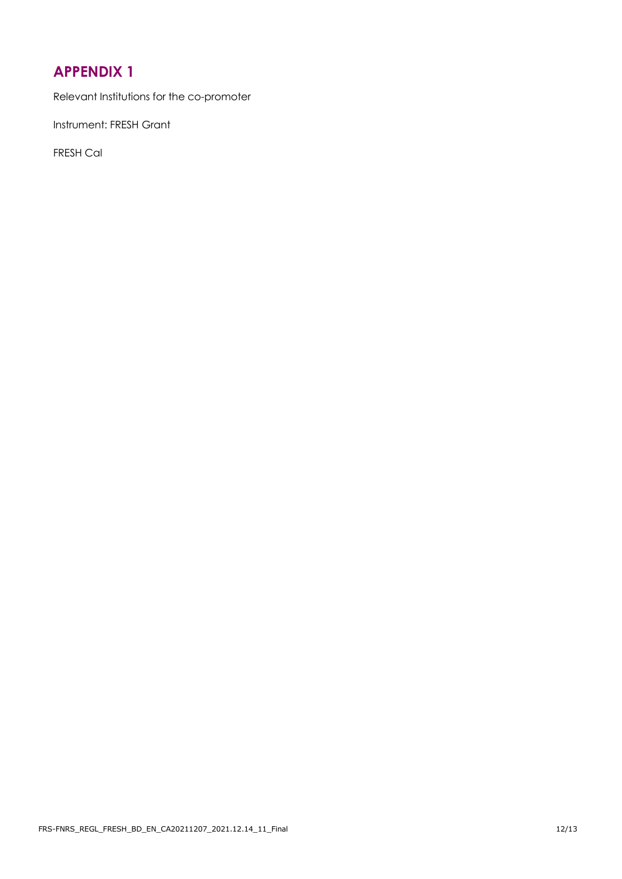# APPENDIX 1

Relevant Institutions for the co-promoter

Instrument: FRESH Grant

FRESH Cal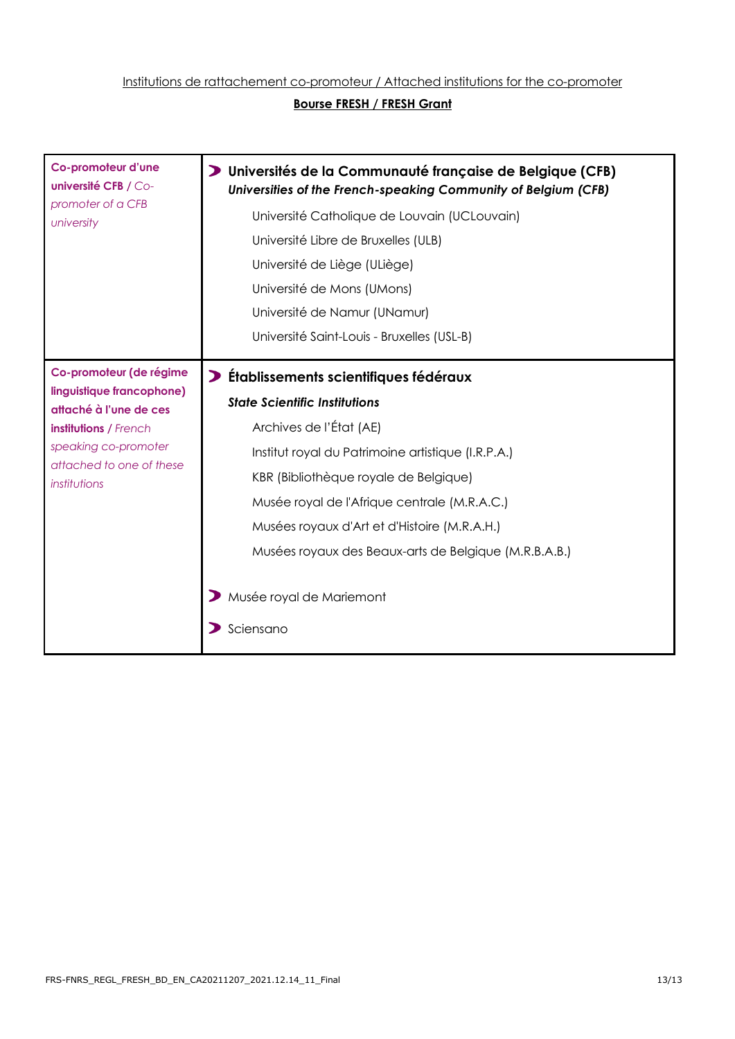Institutions de rattachement co-promoteur / Attached institutions for the co-promoter

**Bourse FRESH / FRESH Grant**

| | |
|---|---|
| **Co-promoteur d'une université CFB** / *Co-promoter of a CFB university* | **Universités de la Communauté française de Belgique (CFB)**<br>***Universities of the French-speaking Community of Belgium (CFB)***<br>Université Catholique de Louvain (UCLouvain)<br>Université Libre de Bruxelles (ULB)<br>Université de Liège (ULiège)<br>Université de Mons (UMons)<br>Université de Namur (UNamur)<br>Université Saint-Louis - Bruxelles (USL-B) |
| **Co-promoteur (de régime linguistique francophone) attaché à l'une de ces institutions** / *French speaking co-promoter attached to one of these institutions* | **Établissements scientifiques fédéraux**<br>***State Scientific Institutions***<br>Archives de l'État (AE)<br>Institut royal du Patrimoine artistique (I.R.P.A.)<br>KBR (Bibliothèque royale de Belgique)<br>Musée royal de l'Afrique centrale (M.R.A.C.)<br>Musées royaux d'Art et d'Histoire (M.R.A.H.)<br>Musées royaux des Beaux-arts de Belgique (M.R.B.A.B.)<br><br>Musée royal de Mariemont<br><br>Sciensano |